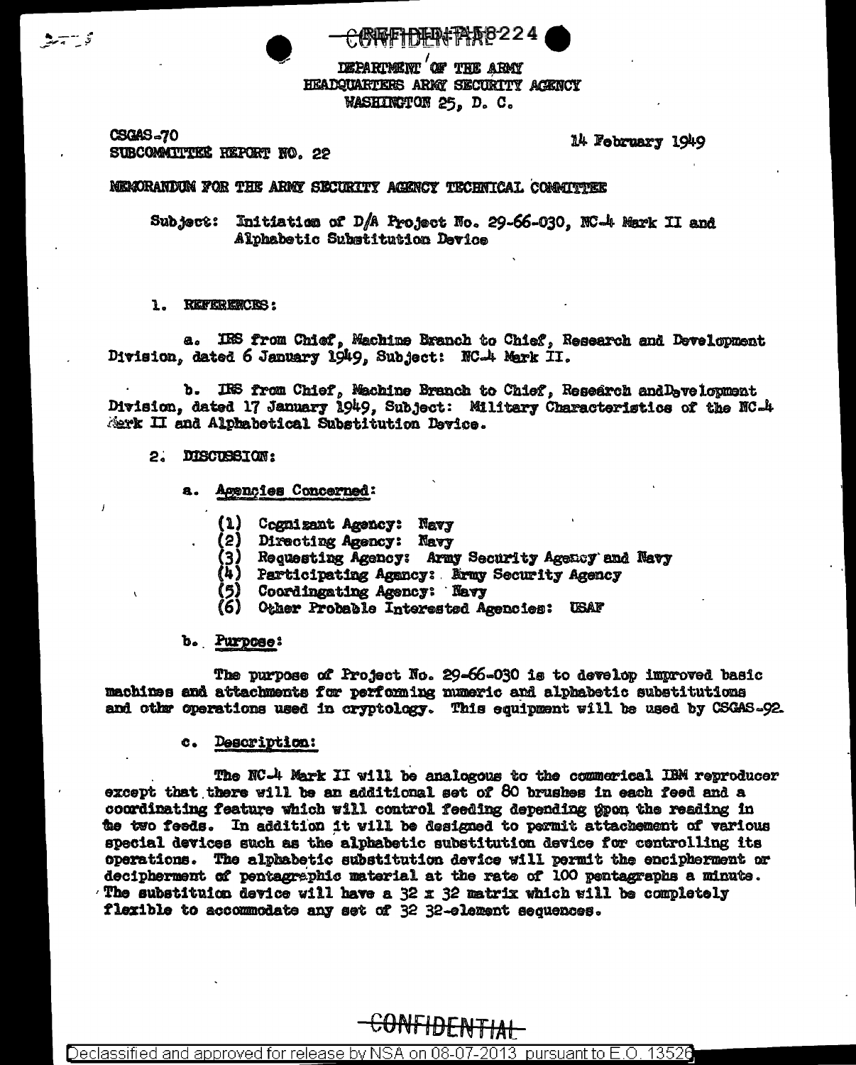CONFIDENTIAL

DEPARTMENT OF THE ARMY
HEADQUARTERS ARMY SECURITY AGENCY
WASHINGTON 25, D. C.

CSGAS-70
SUBCOMMITTEE REPORT NO. 22

14 February 1949

MEMORANDUM FOR THE ARMY SECURITY AGENCY TECHNICAL COMMITTEE

Subject: Initiation of D/A Project No. 29-66-030, NC-4 Mark II and Alphabetic Substitution Device

1. REFERENCES:

a. IRS from Chief, Machine Branch to Chief, Research and Development Division, dated 6 January 1949, Subject: NC-4 Mark II.

b. IRS from Chief, Machine Branch to Chief, Research andDevelopment Division, dated 17 January 1949, Subject: Military Characteristics of the NC-4 Mark II and Alphabetical Substitution Device.

2. DISCUSSION:

a. Agencies Concerned:

(1) Cognizant Agency: Navy
(2) Directing Agency: Navy
(3) Requesting Agency: Army Security Agency and Navy
(4) Participating Agency: Army Security Agency
(5) Coordingating Agency: Navy
(6) Other Probable Interested Agencies: USAF

b. Purpose:

The purpose of Project No. 29-66-030 is to develop improved basic machines and attachments for performing numeric and alphabetic substitutions and othr operations used in cryptology. This equipment will be used by CSGAS-92.

c. Description:

The NC-4 Mark II will be analogous to the commerical IBM reproducer except that there will be an additional set of 80 brushes in each feed and a coordinating feature which will control feeding depending upon the reading in the two feeds. In addition it will be designed to permit attachement of various special devices such as the alphabetic substitution device for controlling its operations. The alphabetic substitution device will permit the encipherment or decipherment of pentagraphic material at the rate of 100 pentagraphs a minute. The substituion device will have a 32 x 32 matrix which will be completely flexible to accommodate any set of 32 32-element sequences.

CONFIDENTIAL

Declassified and approved for release by NSA on 08-07-2013 pursuant to E.O. 13526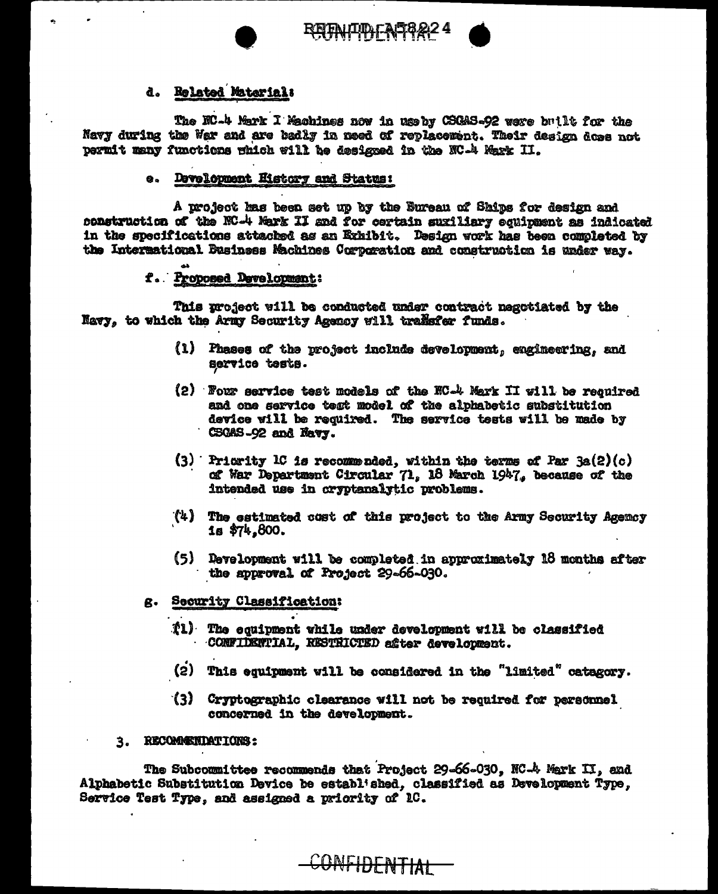d. Related Material:

The NC-4 Mark I Machines now in use by CSGAS-92 were built for the Navy during the War and are badly in need of replacement. Their design does not permit many functions which will be designed in the NC-4 Mark II.

e. Development History and Status:

A project has been set up by the Bureau of Ships for design and construction of the NC-4 Mark II and for certain auxiliary equipment as indicated in the specifications attached as an Exhibit. Design work has been completed by the International Business Machines Corporation and construction is under way.

f. Proposed Development:

This project will be conducted under contract negotiated by the Navy, to which the Army Security Agency will transfer funds.

(1) Phases of the project include development, engineering, and service tests.

(2) Four service test models of the NC-4 Mark II will be required and one service test model of the alphabetic substitution device will be required. The service tests will be made by CSGAS-92 and Navy.

(3) Priority 1C is recommended, within the terms of Par 3a(2)(c) of War Department Circular 71, 18 March 1947, because of the intended use in cryptanalytic problems.

(4) The estimated cost of this project to the Army Security Agency is $74,800.

(5) Development will be completed in approximately 18 months after the approval of Project 29-66-030.

g. Security Classification:

(1) The equipment while under development will be classified CONFIDENTIAL, RESTRICTED after development.

(2) This equipment will be considered in the "limited" catagory.

(3) Cryptographic clearance will not be required for personnel concerned in the development.

3. RECOMMENDATIONS:

The Subcommittee recommends that Project 29-66-030, NC-4 Mark II, and Alphabetic Substitution Device be establ'shed, classified as Development Type, Service Test Type, and assigned a priority of 1C.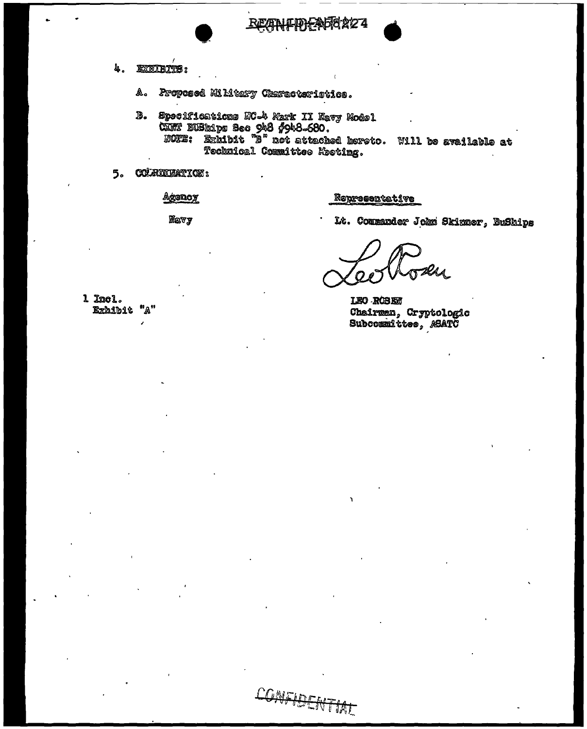4. EXHIBITS:

   A. Proposed Military Characteristics.

   B. Specifications MC-4 Mark II Navy Model CXNT BUShips Sec 948 #948-680.
      NOTE: Exhibit "B" not attached hereto. Will be available at Technical Committee Meeting.

5. COORDINATION:

| Agency | Representative |
|---|---|
| Navy | Lt. Commander John Skinner, BuShips |

LEO ROSEN
Chairman, Cryptologic Subcommittee, ASATC

1 Incl.
Exhibit "A"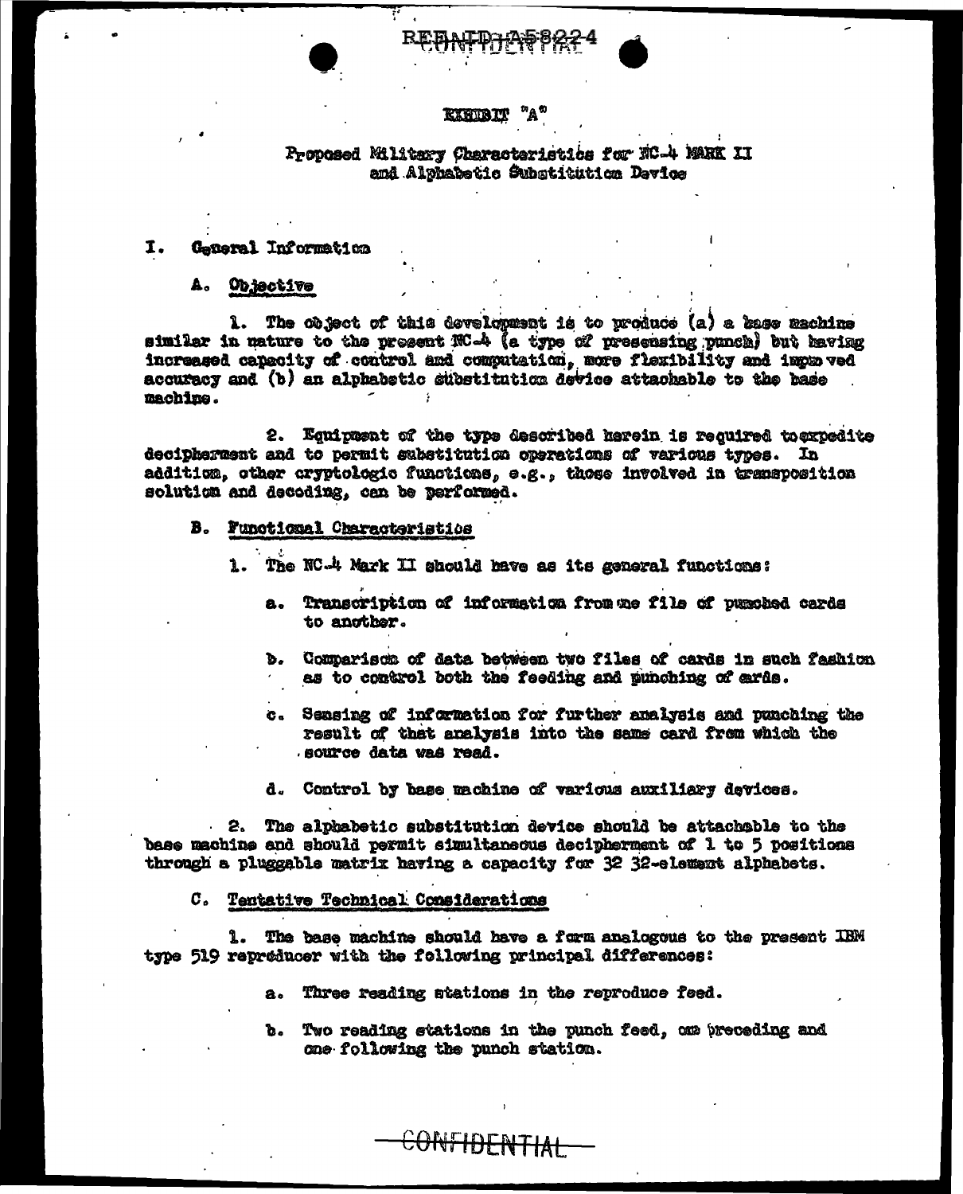# EXHIBIT "A"

## Proposed Military Characteristics for NC-4 MARK II and Alphabetic Substitution Device

### I. General Information

#### A. Objective

1. The object of this development is to produce (a) a base machine similar in nature to the present NC-4 (a type of presensing punch) but having increased capacity of control and computation, more flexibility and improved accuracy and (b) an alphabetic substitution device attachable to the base machine.

2. Equipment of the type described herein is required to expedite decipherment and to permit substitution operations of various types. In addition, other cryptologic functions, e.g., those involved in transposition solution and decoding, can be performed.

#### B. Functional Characteristics

1. The NC-4 Mark II should have as its general functions:

   a. Transcription of information from one file of punched cards to another.

   b. Comparison of data between two files of cards in such fashion as to control both the feeding and punching of cards.

   c. Sensing of information for further analysis and punching the result of that analysis into the same card from which the source data was read.

   d. Control by base machine of various auxiliary devices.

2. The alphabetic substitution device should be attachable to the base machine and should permit simultaneous decipherment of 1 to 5 positions through a pluggable matrix having a capacity for 32 32-element alphabets.

#### C. Tentative Technical Considerations

1. The base machine should have a form analogous to the present IBM type 519 reproducer with the following principal differences:

   a. Three reading stations in the reproduce feed.

   b. Two reading stations in the punch feed, one preceding and one following the punch station.

CONFIDENTIAL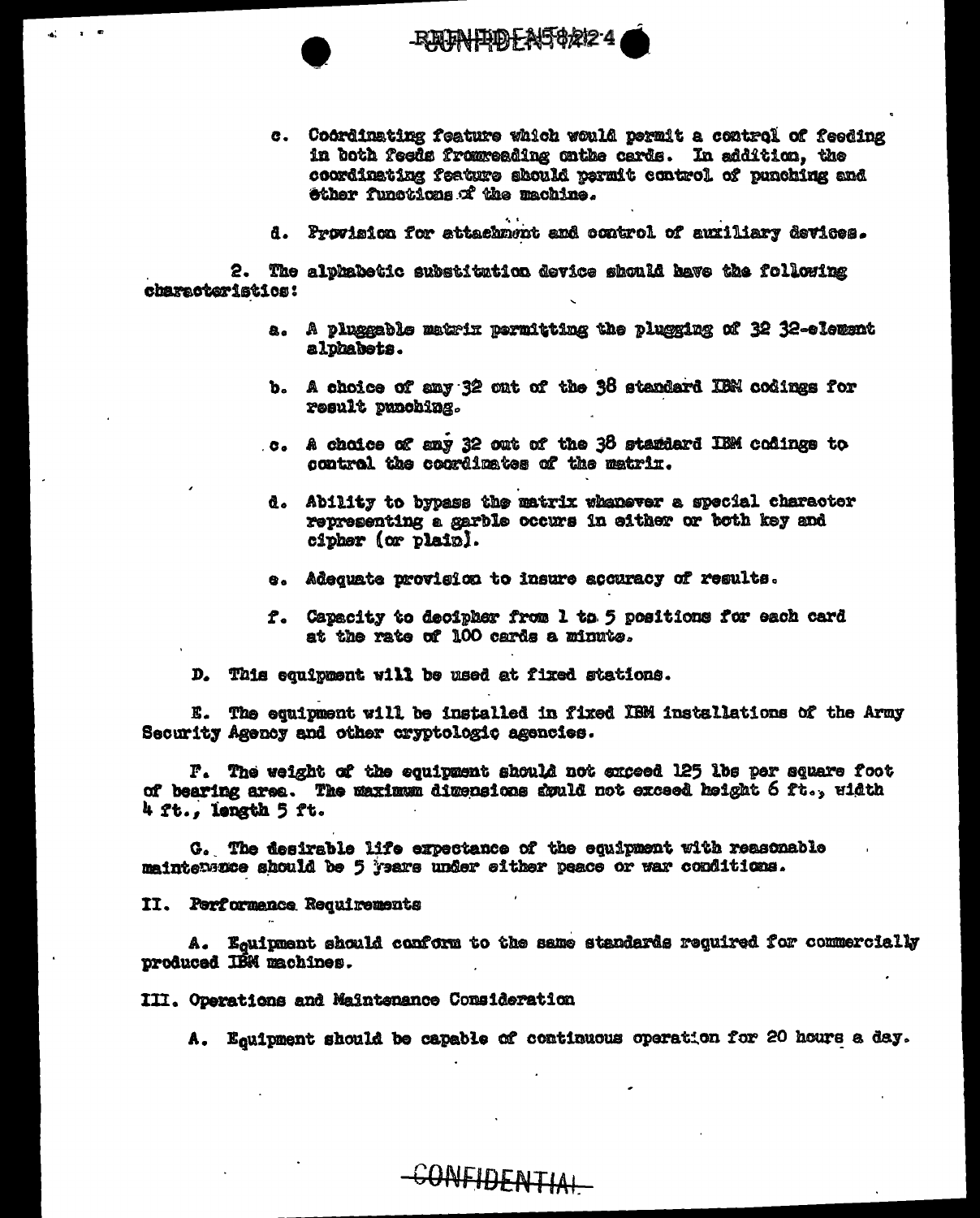c. Coördinating feature which would permit a control of feeding in both feeds fromreading onthe cards. In addition, the coordinating feature should permit control of punching and other functions of the machine.

d. Provision for attachment and control of auxiliary devices.

2. The alphabetic substitution device should have the following characteristics:

a. A pluggable matrix permitting the plugging of 32 32-element alphabets.

b. A choice of any 32 out of the 38 standard IBM codings for result punching.

c. A choice of any 32 out of the 38 standard IBM codings to control the coordinates of the matrix.

d. Ability to bypass the matrix whenever a special character representing a garble occurs in either or both key and cipher (or plain).

e. Adequate provision to insure accuracy of results.

f. Capacity to decipher from 1 to 5 positions for each card at the rate of 100 cards a minute.

D. This equipment will be used at fixed stations.

E. The equipment will be installed in fixed IBM installations of the Army Security Agency and other cryptologic agencies.

F. The weight of the equipment should not exceed 125 lbs per square foot of bearing area. The maximum dimensions should not exceed height 6 ft., width 4 ft., length 5 ft.

G. The desirable life expectance of the equipment with reasonable maintenance should be 5 years under either peace or war conditions.

II. Performance Requirements

A. Equipment should conform to the same standards required for commercially produced IBM machines.

III. Operations and Maintenance Consideration

A. Equipment should be capable of continuous operation for 20 hours a day.

CONFIDENTIAL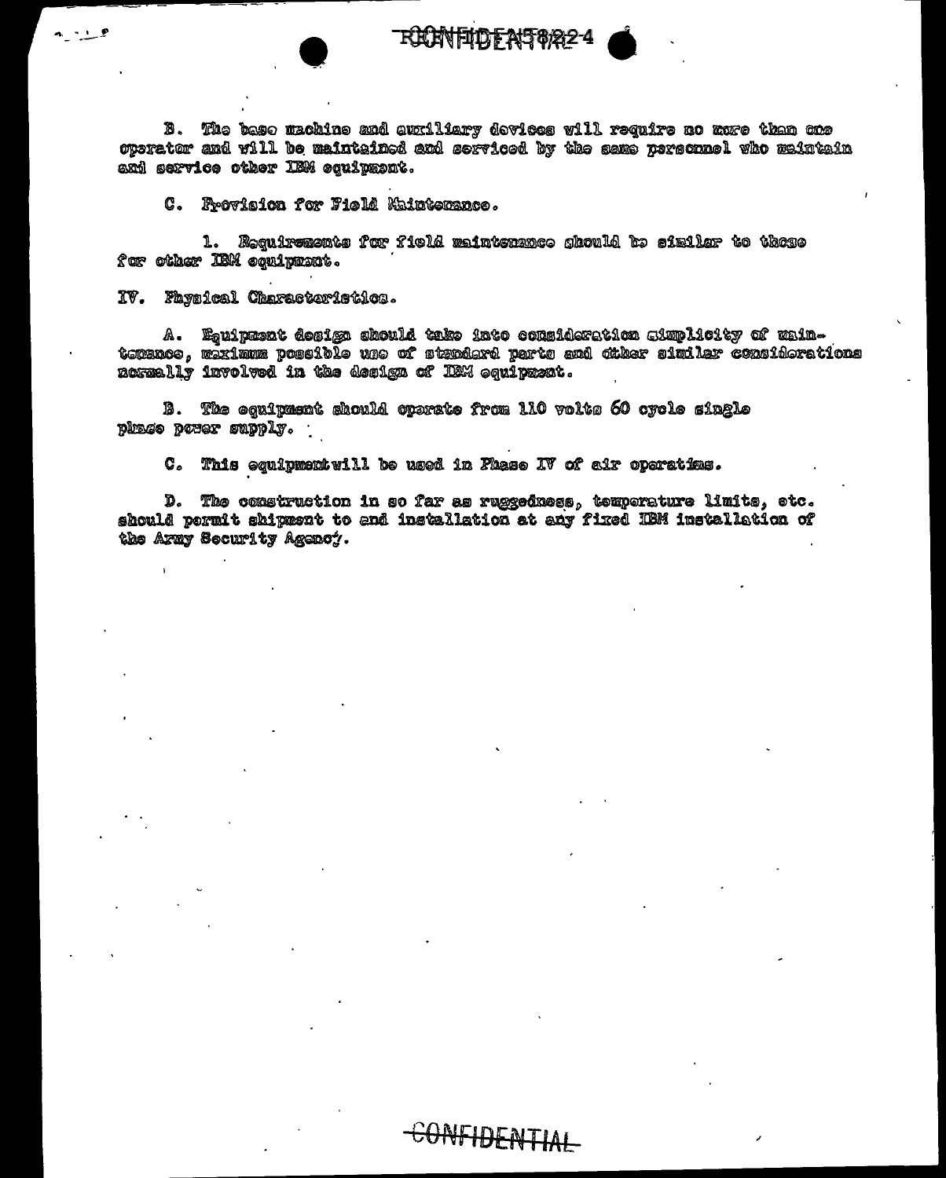B. The base machine and auxiliary devices will require no more than one operator and will be maintained and serviced by the same personnel who maintain and service other IBM equipment.

C. Provision for Field Maintenance.

1. Requirements for field maintenance should be similar to those for other IBM equipment.

IV. Physical Characteristics.

A. Equipment design should take into consideration simplicity of maintenance, maximum possible use of standard parts and other similar considerations normally involved in the design of IBM equipment.

B. The equipment should operate from 110 volts 60 cycle single phase power supply.

C. This equipment will be used in Phase IV of air operations.

D. The construction in so far as ruggedness, temperature limits, etc. should permit shipment to and installation at any fixed IBM installation of the Army Security Agency.

~~CONFIDENTIAL~~